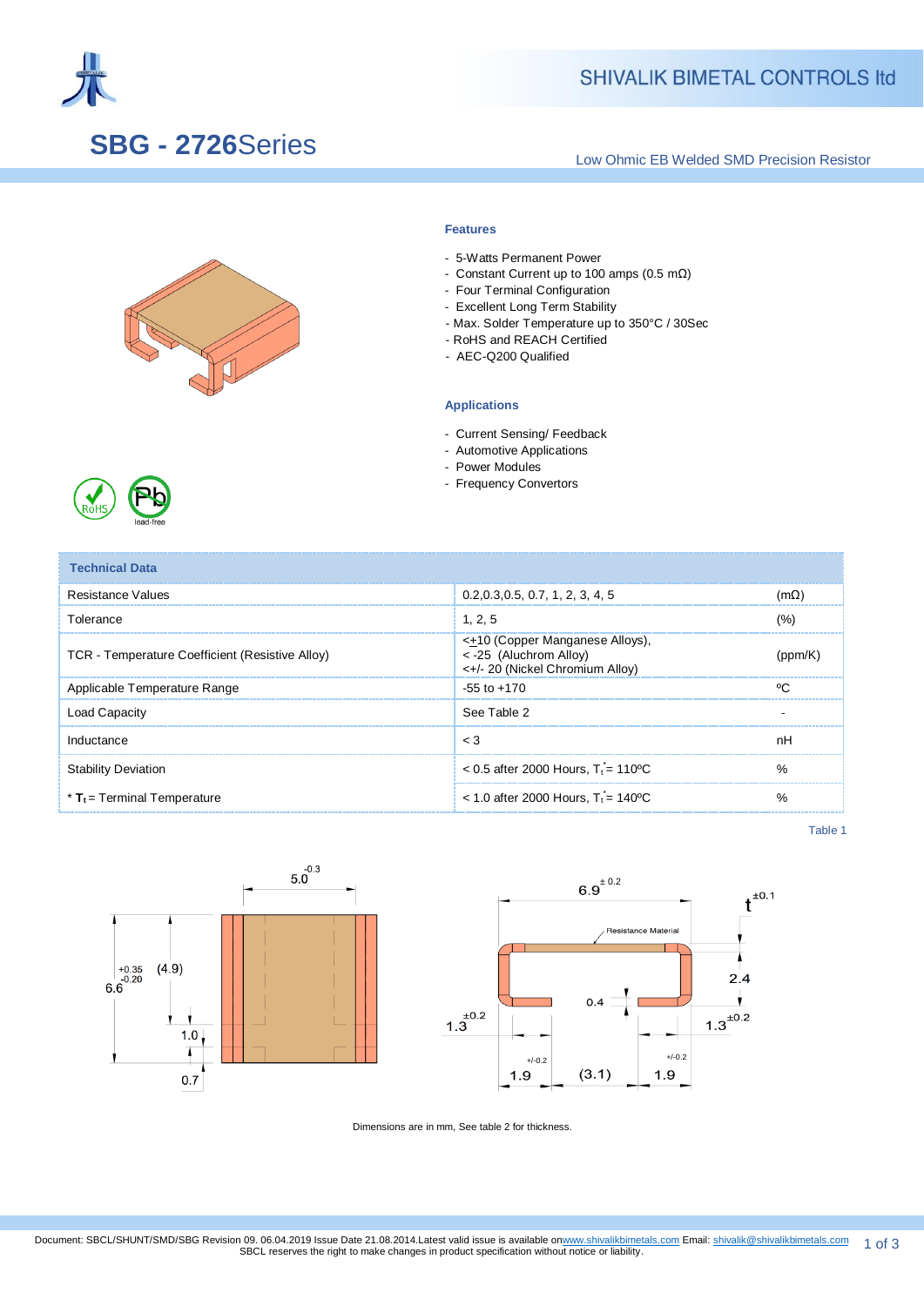SHIVALIK BIMETAL CONTROLS ltd

# SBG - 2726Series

Low Ohmic EB Welded SMD Precision Resistor

### Features

- 5-Watts Permanent Power
- Constant Current up to 100 amps (0.5 mΩ)
- Four Terminal Configuration
- Excellent Long Term Stability
- Max. Solder Temperature up to 350°C / 30Sec
- RoHS and REACH Certified
- AEC-Q200 Qualified

### Applications

- Current Sensing/ Feedback
- Automotive Applications
- Power Modules
- Frequency Convertors

| Technical Data | | |
|---|---|---|
| Resistance Values | 0.2,0.3,0.5, 0.7, 1, 2, 3, 4, 5 | (mΩ) |
| Tolerance | 1, 2, 5 | (%) |
| TCR - Temperature Coefficient (Resistive Alloy) | <+10 (Copper Manganese Alloys),<br>< -25 (Aluchrom Alloy)<br><+/- 20 (Nickel Chromium Alloy) | (ppm/K) |
| Applicable Temperature Range | -55 to +170 | ºC |
| Load Capacity | See Table 2 | - |
| Inductance | < 3 | nH |
| Stability Deviation | < 0.5 after 2000 Hours, $T_t^*$= 110ºC | % |
| * $T_t$ = Terminal Temperature | < 1.0 after 2000 Hours, $T_t^*$= 140ºC | % |

Table 1

Dimensions are in mm, See table 2 for thickness.

Document: SBCL/SHUNT/SMD/SBG Revision 09. 06.04.2019 Issue Date 21.08.2014.Latest valid issue is available on www.shivalikbimetals.com Email: shivalik@shivalikbimetals.com
SBCL reserves the right to make changes in product specification without notice or liability.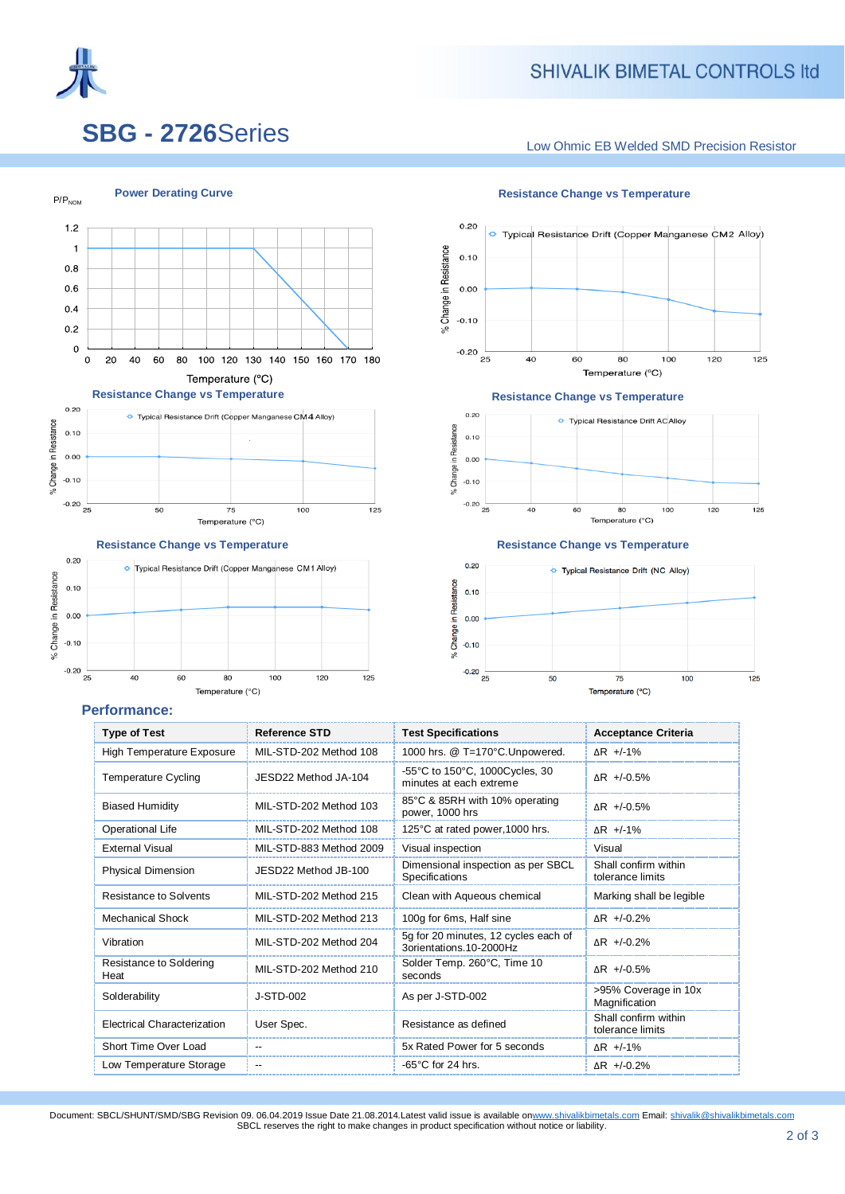# SBG - 2726Series

Low Ohmic EB Welded SMD Precision Resistor

**Power Derating Curve**

P/P$_{NOM}$

Temperature (°C)

**Resistance Change vs Temperature**

Typical Resistance Drift (Copper Manganese CM2 Alloy)

**Resistance Change vs Temperature**

Typical Resistance Drift (Copper Manganese CM4 Alloy)

**Resistance Change vs Temperature**

Typical Resistance Drift AC Alloy

**Resistance Change vs Temperature**

Typical Resistance Drift (Copper Manganese CM1 Alloy)

**Resistance Change vs Temperature**

Typical Resistance Drift (NC Alloy)

## Performance:

| Type of Test | Reference STD | Test Specifications | Acceptance Criteria |
|---|---|---|---|
| High Temperature Exposure | MIL-STD-202 Method 108 | 1000 hrs. @ T=170°C.Unpowered. | ΔR +/-1% |
| Temperature Cycling | JESD22 Method JA-104 | -55°C to 150°C, 1000Cycles, 30 minutes at each extreme | ΔR +/-0.5% |
| Biased Humidity | MIL-STD-202 Method 103 | 85°C & 85RH with 10% operating power, 1000 hrs | ΔR +/-0.5% |
| Operational Life | MIL-STD-202 Method 108 | 125°C at rated power,1000 hrs. | ΔR +/-1% |
| External Visual | MIL-STD-883 Method 2009 | Visual inspection | Visual |
| Physical Dimension | JESD22 Method JB-100 | Dimensional inspection as per SBCL Specifications | Shall confirm within tolerance limits |
| Resistance to Solvents | MIL-STD-202 Method 215 | Clean with Aqueous chemical | Marking shall be legible |
| Mechanical Shock | MIL-STD-202 Method 213 | 100g for 6ms, Half sine | ΔR +/-0.2% |
| Vibration | MIL-STD-202 Method 204 | 5g for 20 minutes, 12 cycles each of 3orientations.10-2000Hz | ΔR +/-0.2% |
| Resistance to Soldering Heat | MIL-STD-202 Method 210 | Solder Temp. 260°C, Time 10 seconds | ΔR +/-0.5% |
| Solderability | J-STD-002 | As per J-STD-002 | >95% Coverage in 10x Magnification |
| Electrical Characterization | User Spec. | Resistance as defined | Shall confirm within tolerance limits |
| Short Time Over Load | -- | 5x Rated Power for 5 seconds | ΔR +/-1% |
| Low Temperature Storage | -- | -65°C for 24 hrs. | ΔR +/-0.2% |

Document: SBCL/SHUNT/SMD/SBG Revision 09. 06.04.2019 Issue Date 21.08.2014.Latest valid issue is available on www.shivalikbimetals.com Email: shivalik@shivalikbimetals.com
SBCL reserves the right to make changes in product specification without notice or liability.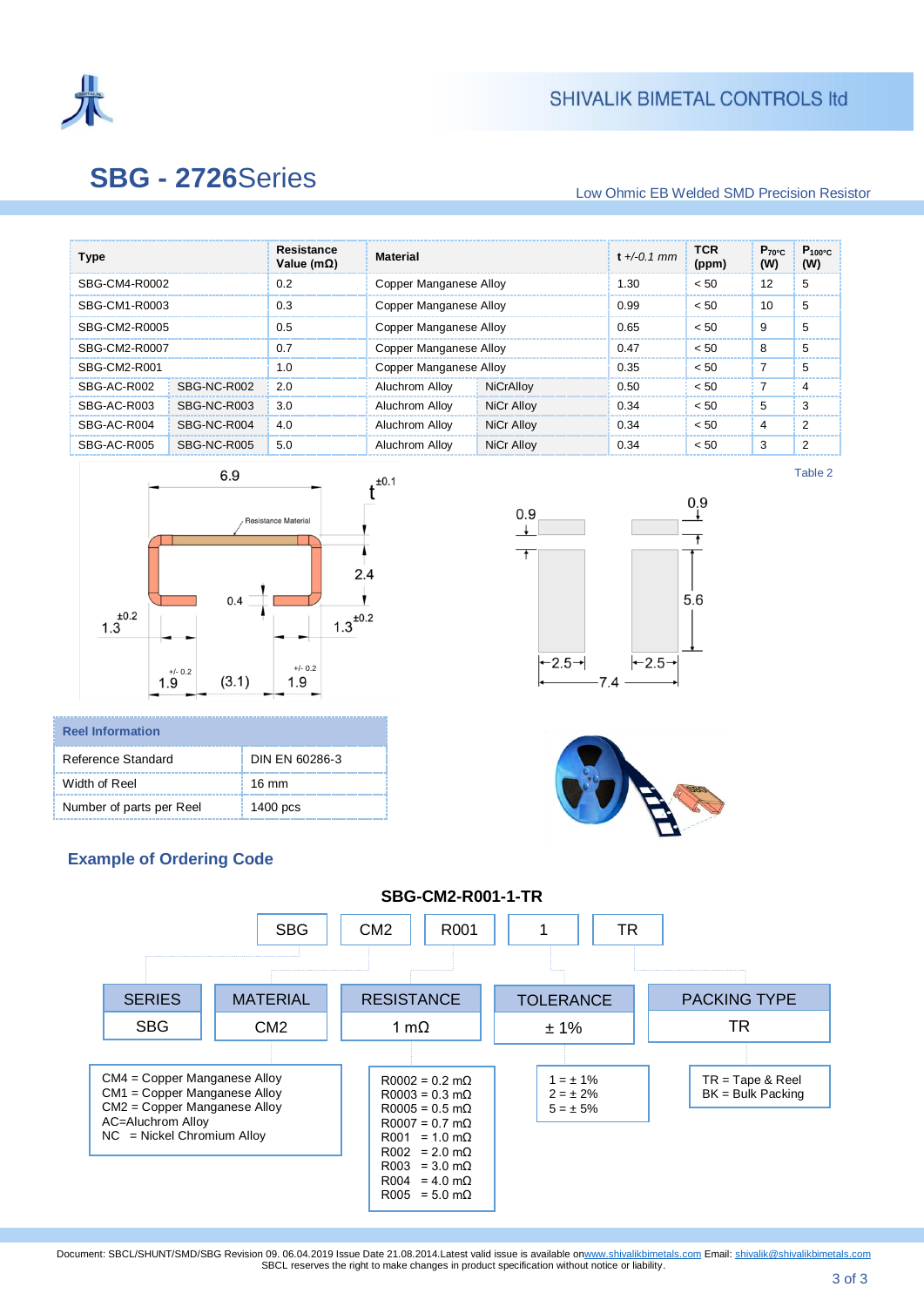# SBG - 2726Series

Low Ohmic EB Welded SMD Precision Resistor

| Type | | Resistance Value (mΩ) | Material | | t +/-0.1 mm | TCR (ppm) | $P_{70°C}$ (W) | $P_{100°C}$ (W) |
|---|---|---|---|---|---|---|---|---|
| SBG-CM4-R0002 | | 0.2 | Copper Manganese Alloy | | 1.30 | < 50 | 12 | 5 |
| SBG-CM1-R0003 | | 0.3 | Copper Manganese Alloy | | 0.99 | < 50 | 10 | 5 |
| SBG-CM2-R0005 | | 0.5 | Copper Manganese Alloy | | 0.65 | < 50 | 9 | 5 |
| SBG-CM2-R0007 | | 0.7 | Copper Manganese Alloy | | 0.47 | < 50 | 8 | 5 |
| SBG-CM2-R001 | | 1.0 | Copper Manganese Alloy | | 0.35 | < 50 | 7 | 5 |
| SBG-AC-R002 | SBG-NC-R002 | 2.0 | Aluchrom Alloy | NiCrAlloy | 0.50 | < 50 | 7 | 4 |
| SBG-AC-R003 | SBG-NC-R003 | 3.0 | Aluchrom Alloy | NiCr Alloy | 0.34 | < 50 | 5 | 3 |
| SBG-AC-R004 | SBG-NC-R004 | 4.0 | Aluchrom Alloy | NiCr Alloy | 0.34 | < 50 | 4 | 2 |
| SBG-AC-R005 | SBG-NC-R005 | 5.0 | Aluchrom Alloy | NiCr Alloy | 0.34 | < 50 | 3 | 2 |

Table 2

6.9
t ±0.1
Resistance Material
2.4
0.4
1.3 ±0.2
1.3 ±0.2
1.9 +/- 0.2
(3.1)
1.9 +/- 0.2

0.9
0.9
5.6
2.5
2.5
7.4

| Reel Information | |
|---|---|
| Reference Standard | DIN EN 60286-3 |
| Width of Reel | 16 mm |
| Number of parts per Reel | 1400 pcs |

## Example of Ordering Code

**SBG-CM2-R001-1-TR**

SBG | CM2 | R001 | 1 | TR

| SERIES | MATERIAL | RESISTANCE | TOLERANCE | PACKING TYPE |
|---|---|---|---|---|
| SBG | CM2 | 1 mΩ | ± 1% | TR |

CM4 = Copper Manganese Alloy
CM1 = Copper Manganese Alloy
CM2 = Copper Manganese Alloy
AC=Aluchrom Alloy
NC = Nickel Chromium Alloy

R0002 = 0.2 mΩ
R0003 = 0.3 mΩ
R0005 = 0.5 mΩ
R0007 = 0.7 mΩ
R001 = 1.0 mΩ
R002 = 2.0 mΩ
R003 = 3.0 mΩ
R004 = 4.0 mΩ
R005 = 5.0 mΩ

1 = ± 1%
2 = ± 2%
5 = ± 5%

TR = Tape & Reel
BK = Bulk Packing

Document: SBCL/SHUNT/SMD/SBG Revision 09. 06.04.2019 Issue Date 21.08.2014.Latest valid issue is available onwww.shivalikbimetals.com Email: shivalik@shivalikbimetals.com
SBCL reserves the right to make changes in product specification without notice or liability.